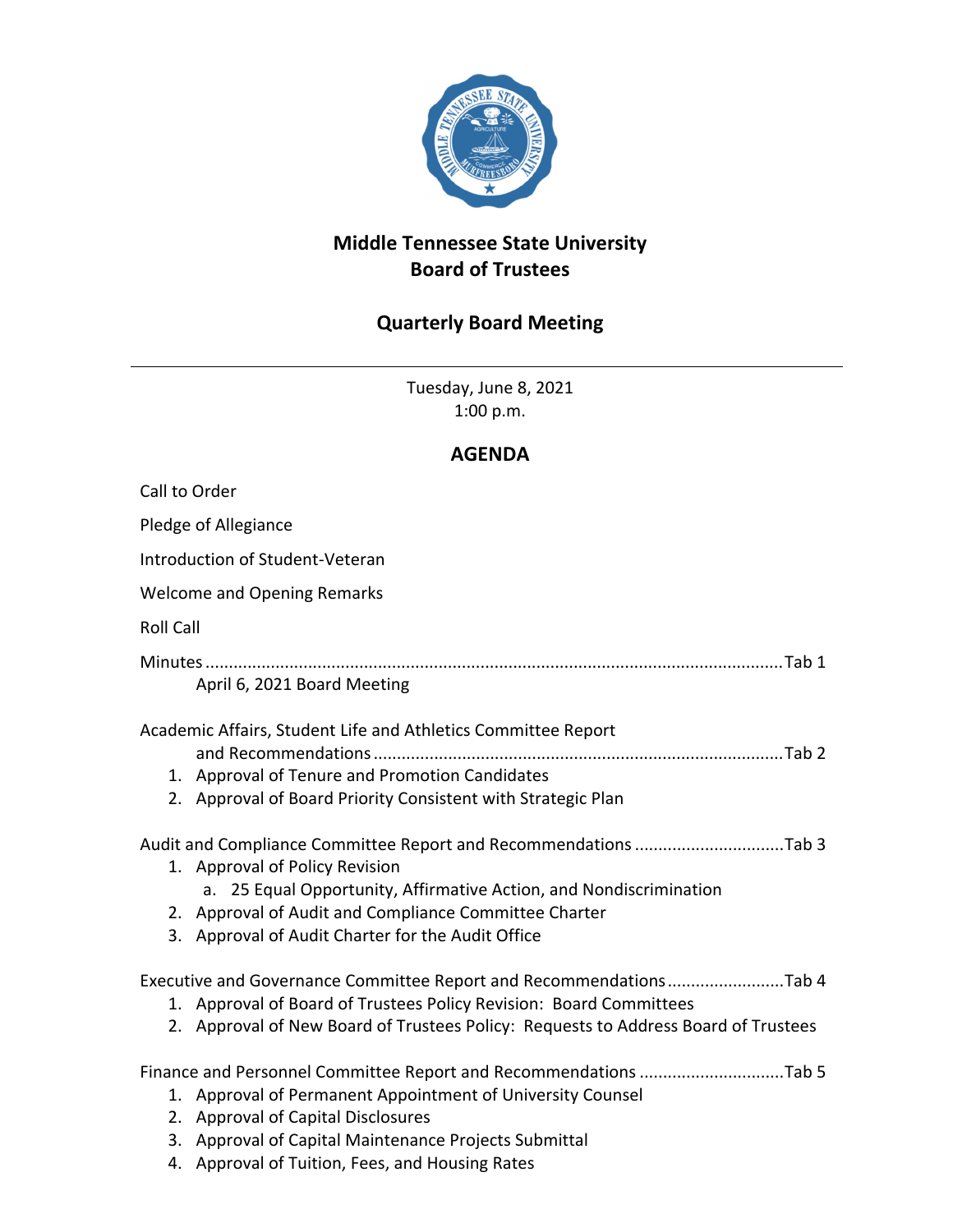# Middle Tennessee State University
# Board of Trustees

## Quarterly Board Meeting

---

Tuesday, June 8, 2021
1:00 p.m.

## AGENDA

Call to Order

Pledge of Allegiance

Introduction of Student-Veteran

Welcome and Opening Remarks

Roll Call

Minutes ........................................................................................................................ Tab 1
April 6, 2021 Board Meeting

Academic Affairs, Student Life and Athletics Committee Report
and Recommendations ..................................................................................... Tab 2

1. Approval of Tenure and Promotion Candidates
2. Approval of Board Priority Consistent with Strategic Plan

Audit and Compliance Committee Report and Recommendations ............................... Tab 3

1. Approval of Policy Revision
   a. 25 Equal Opportunity, Affirmative Action, and Nondiscrimination
2. Approval of Audit and Compliance Committee Charter
3. Approval of Audit Charter for the Audit Office

Executive and Governance Committee Report and Recommendations ......................... Tab 4

1. Approval of Board of Trustees Policy Revision: Board Committees
2. Approval of New Board of Trustees Policy: Requests to Address Board of Trustees

Finance and Personnel Committee Report and Recommendations ............................... Tab 5

1. Approval of Permanent Appointment of University Counsel
2. Approval of Capital Disclosures
3. Approval of Capital Maintenance Projects Submittal
4. Approval of Tuition, Fees, and Housing Rates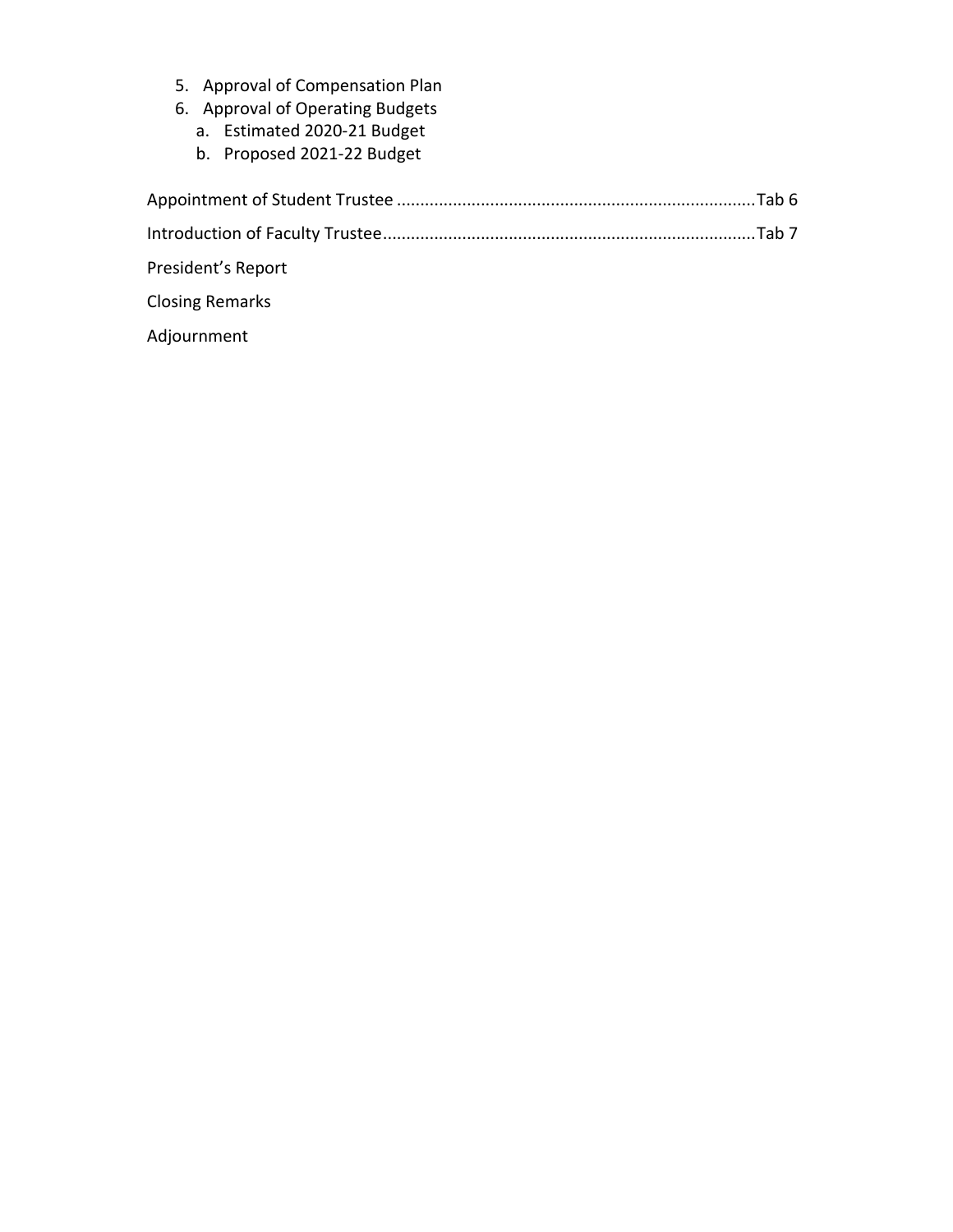5. Approval of Compensation Plan
6. Approval of Operating Budgets
   a. Estimated 2020-21 Budget
   b. Proposed 2021-22 Budget

Appointment of Student Trustee ............................................................................Tab 6

Introduction of Faculty Trustee...............................................................................Tab 7

President's Report

Closing Remarks

Adjournment